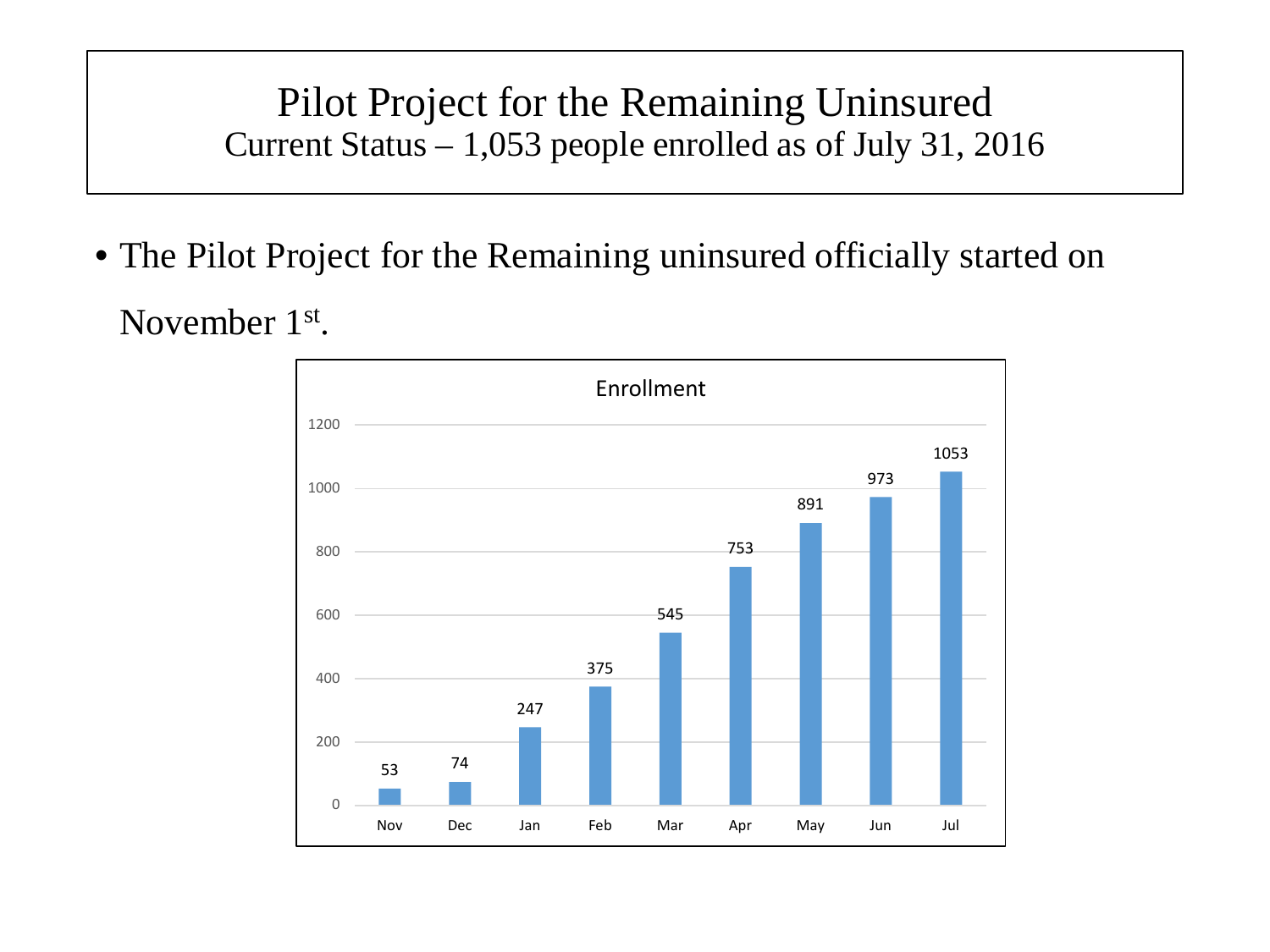# Pilot Project for the Remaining Uninsured

## Current Status – 1,053 people enrolled as of July 31, 2016

- The Pilot Project for the Remaining uninsured officially started on November 1st.

**Enrollment**

| Month | Enrollment |
|---|---|
| Nov | 53 |
| Dec | 74 |
| Jan | 247 |
| Feb | 375 |
| Mar | 545 |
| Apr | 753 |
| May | 891 |
| Jun | 973 |
| Jul | 1053 |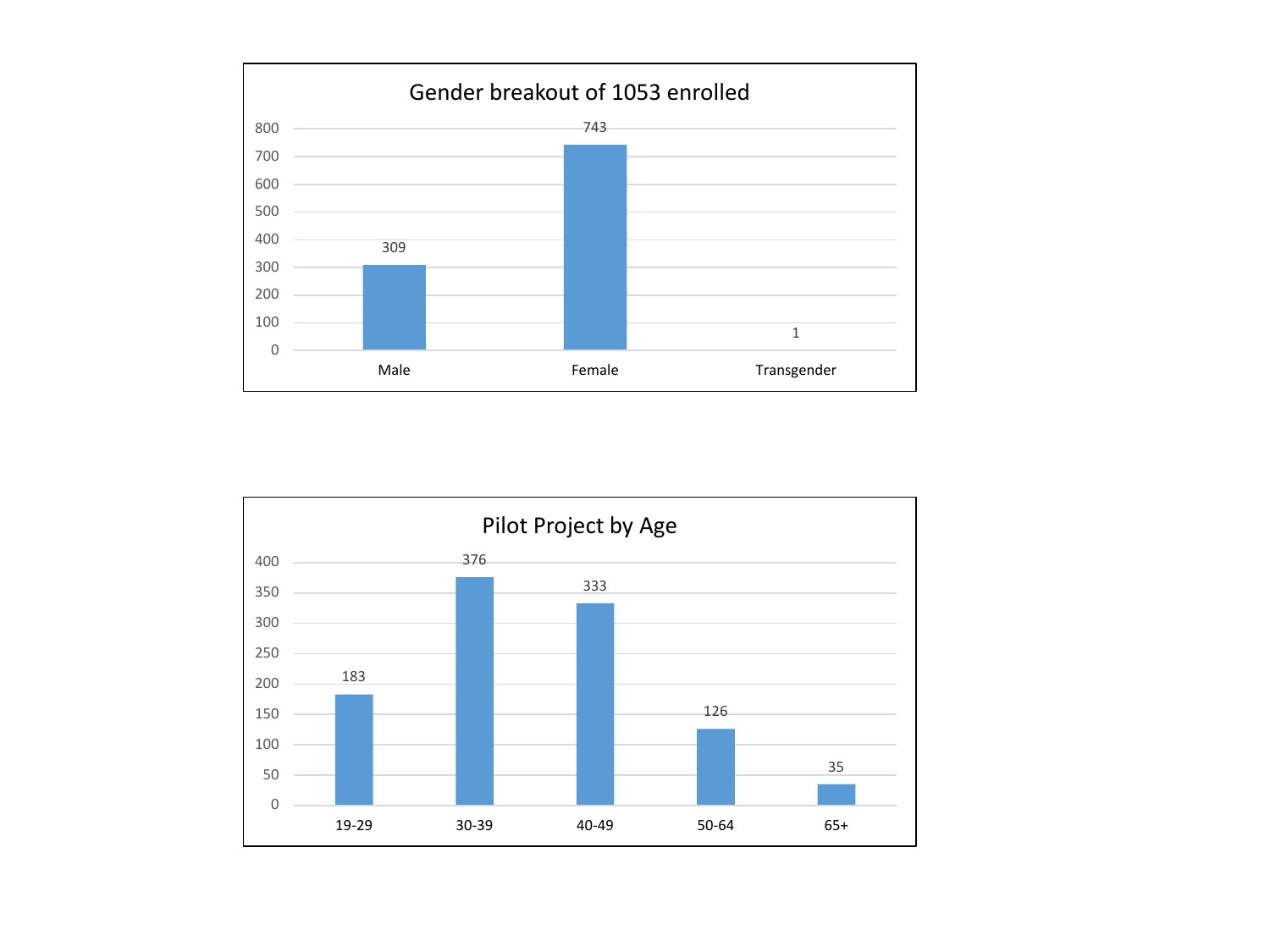## Gender breakout of 1053 enrolled

| Gender | Count |
| --- | --- |
| Male | 309 |
| Female | 743 |
| Transgender | 1 |

## Pilot Project by Age

| Age | Count |
| --- | --- |
| 19-29 | 183 |
| 30-39 | 376 |
| 40-49 | 333 |
| 50-64 | 126 |
| 65+ | 35 |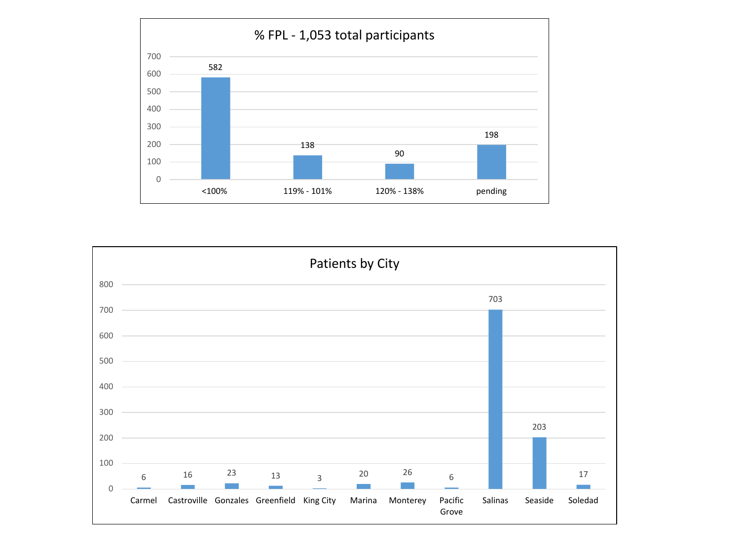## % FPL - 1,053 total participants

| % FPL | Participants |
| --- | --- |
| <100% | 582 |
| 119% - 101% | 138 |
| 120% - 138% | 90 |
| pending | 198 |

## Patients by City

| City | Patients |
| --- | --- |
| Carmel | 6 |
| Castroville | 16 |
| Gonzales | 23 |
| Greenfield | 13 |
| King City | 3 |
| Marina | 20 |
| Monterey | 26 |
| Pacific Grove | 6 |
| Salinas | 703 |
| Seaside | 203 |
| Soledad | 17 |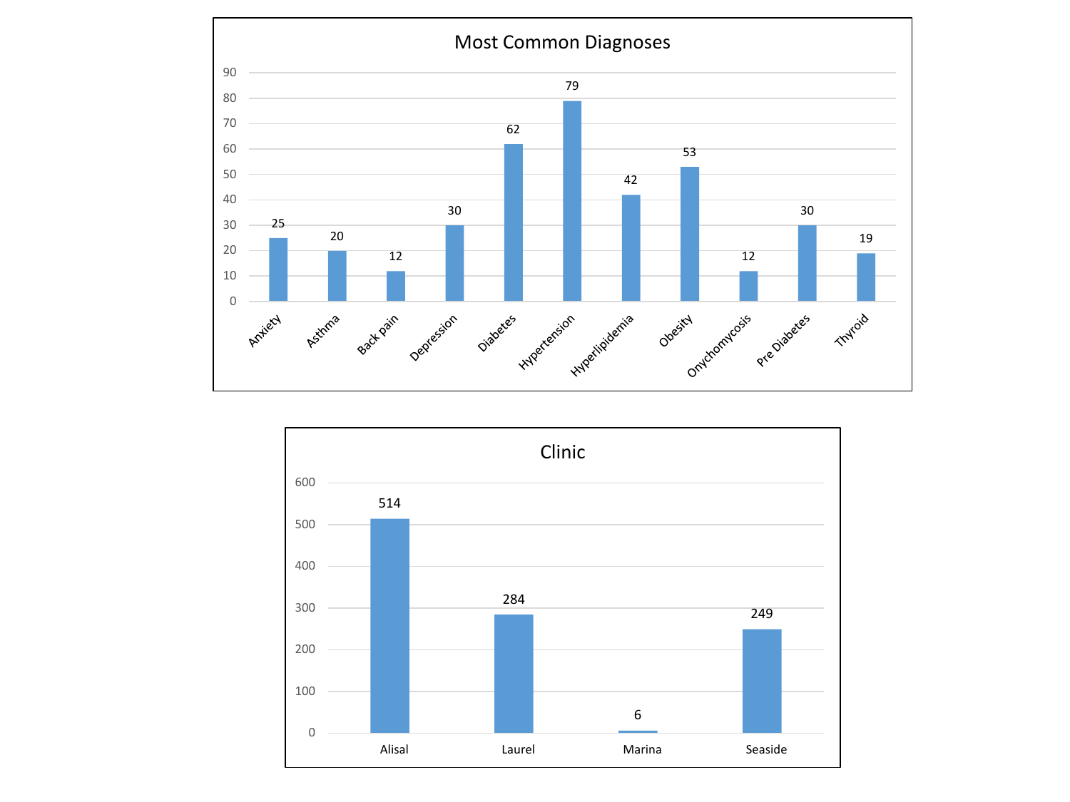## Most Common Diagnoses

| Diagnosis | Count |
|---|---|
| Anxiety | 25 |
| Asthma | 20 |
| Back pain | 12 |
| Depression | 30 |
| Diabetes | 62 |
| Hypertension | 79 |
| Hyperlipidemia | 42 |
| Obesity | 53 |
| Onychomycosis | 12 |
| Pre Diabetes | 30 |
| Thyroid | 19 |

## Clinic

| Clinic | Count |
|---|---|
| Alisal | 514 |
| Laurel | 284 |
| Marina | 6 |
| Seaside | 249 |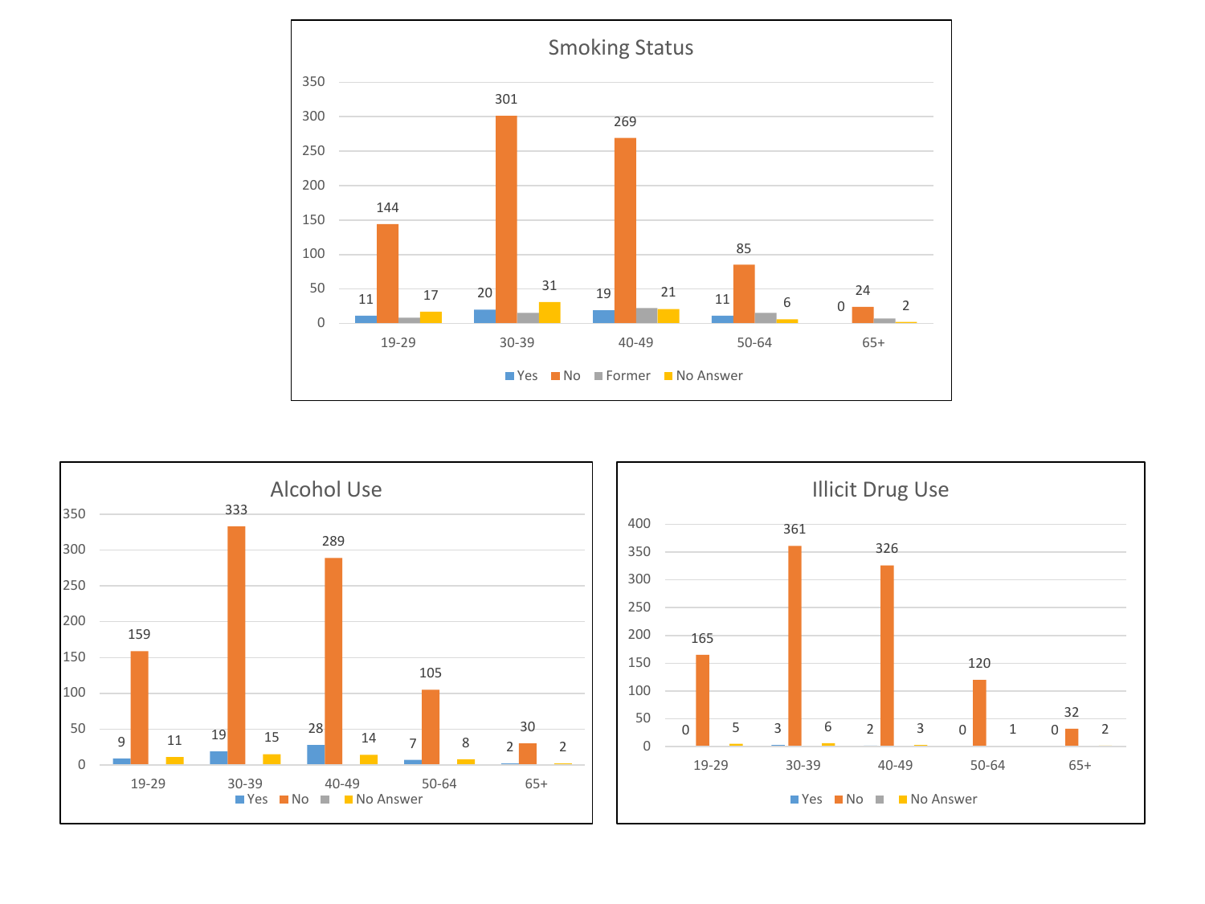## Smoking Status

| Age | Yes | No | Former | No Answer |
|---|---|---|---|---|
| 19-29 | 11 | 144 | | 17 |
| 30-39 | 20 | 301 | | 31 |
| 40-49 | 19 | 269 | | 21 |
| 50-64 | 11 | 85 | | 6 |
| 65+ | 0 | 24 | | 2 |

## Alcohol Use

| Age | Yes | No | | No Answer |
|---|---|---|---|---|
| 19-29 | 9 | 159 | | 11 |
| 30-39 | 19 | 333 | | 15 |
| 40-49 | 28 | 289 | | 14 |
| 50-64 | 7 | 105 | | 8 |
| 65+ | 2 | 30 | | 2 |

## Illicit Drug Use

| Age | Yes | No | | No Answer |
|---|---|---|---|---|
| 19-29 | 0 | 165 | | 5 |
| 30-39 | 3 | 361 | | 6 |
| 40-49 | 2 | 326 | | 3 |
| 50-64 | 0 | 120 | | 1 |
| 65+ | 0 | 32 | | 2 |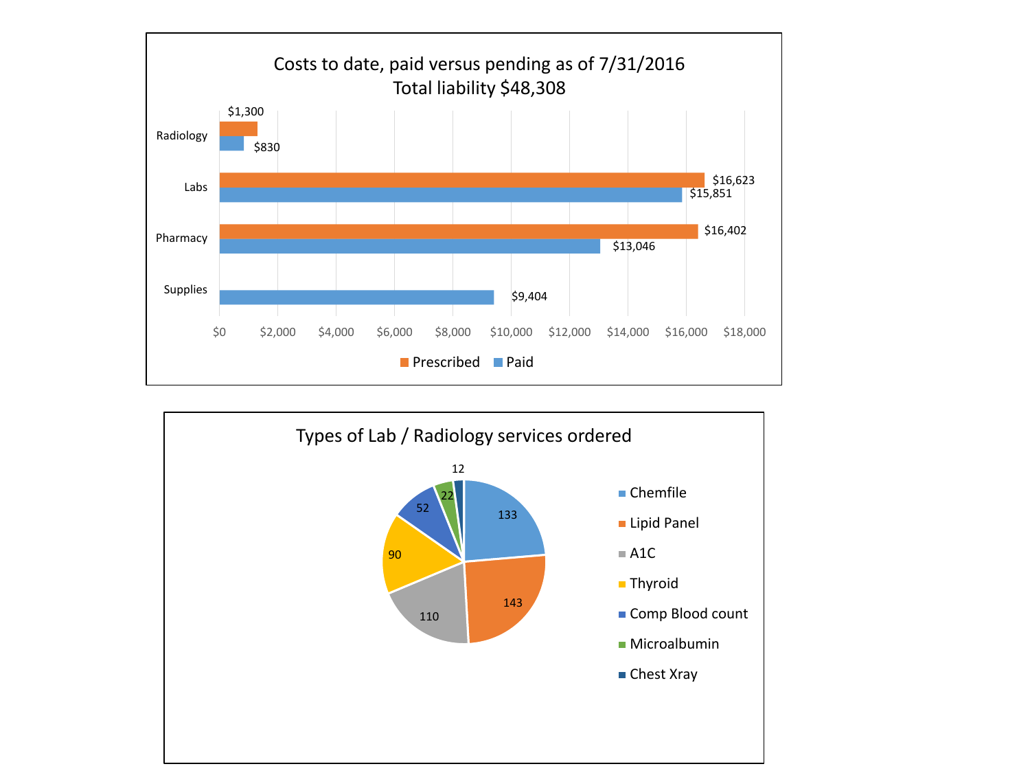Costs to date, paid versus pending as of 7/31/2016
Total liability $48,308

Radiology
$1,300
$830

Labs
$16,623
$15,851

Pharmacy
$16,402
$13,046

Supplies
$9,404

$0
$2,000
$4,000
$6,000
$8,000
$10,000
$12,000
$14,000
$16,000
$18,000

Prescribed
Paid

Types of Lab / Radiology services ordered

133
143
110
90
52
22
12

Chemfile
Lipid Panel
A1C
Thyroid
Comp Blood count
Microalbumin
Chest Xray